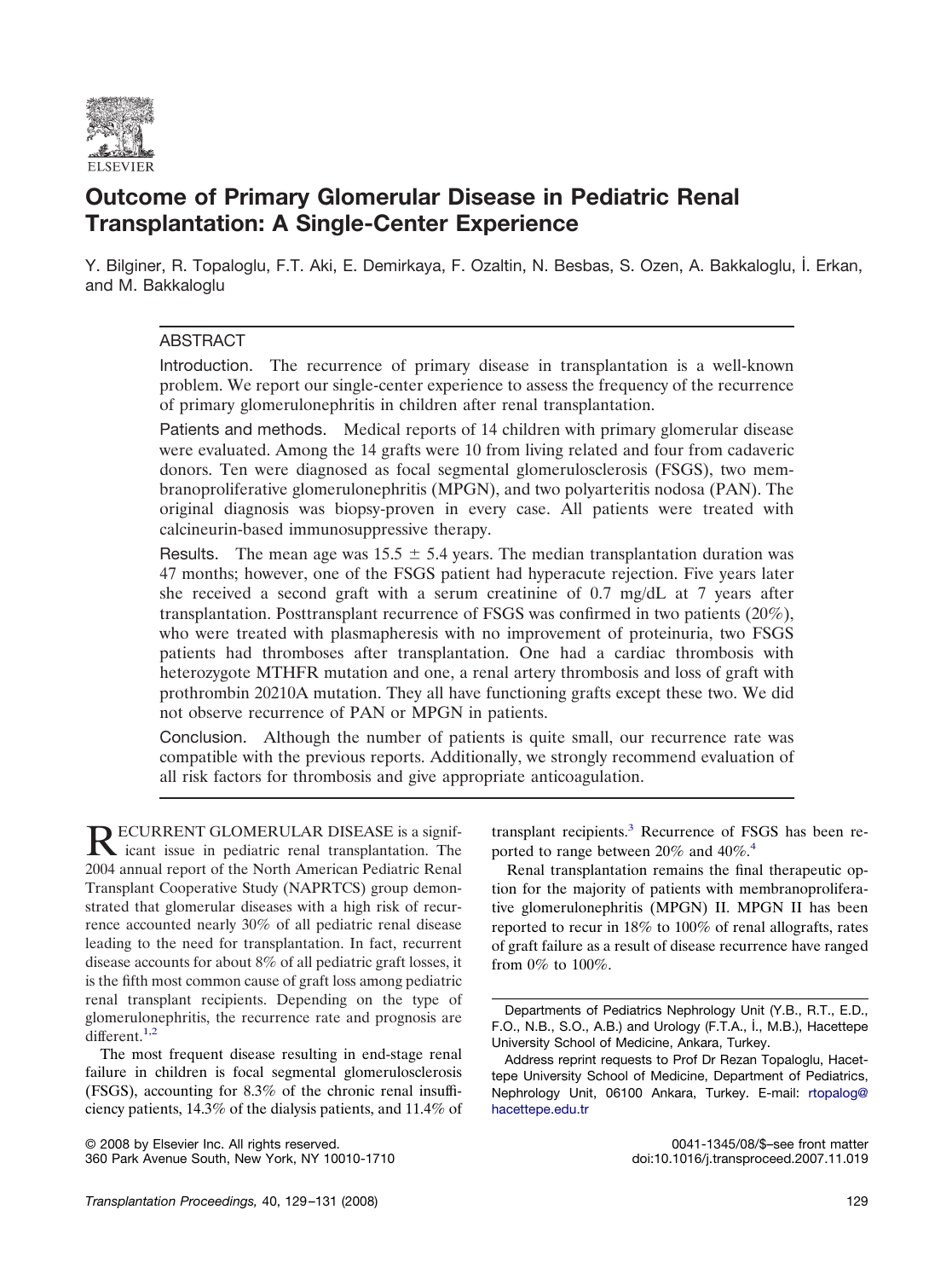# Outcome of Primary Glomerular Disease in Pediatric Renal Transplantation: A Single-Center Experience

Y. Bilginer, R. Topaloglu, F.T. Aki, E. Demirkaya, F. Ozaltin, N. Besbas, S. Ozen, A. Bakkaloglu, İ. Erkan, and M. Bakkaloglu

## ABSTRACT

Introduction. The recurrence of primary disease in transplantation is a well-known problem. We report our single-center experience to assess the frequency of the recurrence of primary glomerulonephritis in children after renal transplantation.

Patients and methods. Medical reports of 14 children with primary glomerular disease were evaluated. Among the 14 grafts were 10 from living related and four from cadaveric donors. Ten were diagnosed as focal segmental glomerulosclerosis (FSGS), two membranoproliferative glomerulonephritis (MPGN), and two polyarteritis nodosa (PAN). The original diagnosis was biopsy-proven in every case. All patients were treated with calcineurin-based immunosuppressive therapy.

Results. The mean age was $15.5 \pm 5.4$ years. The median transplantation duration was 47 months; however, one of the FSGS patient had hyperacute rejection. Five years later she received a second graft with a serum creatinine of 0.7 mg/dL at 7 years after transplantation. Posttransplant recurrence of FSGS was confirmed in two patients (20%), who were treated with plasmapheresis with no improvement of proteinuria, two FSGS patients had thromboses after transplantation. One had a cardiac thrombosis with heterozygote MTHFR mutation and one, a renal artery thrombosis and loss of graft with prothrombin 20210A mutation. They all have functioning grafts except these two. We did not observe recurrence of PAN or MPGN in patients.

Conclusion. Although the number of patients is quite small, our recurrence rate was compatible with the previous reports. Additionally, we strongly recommend evaluation of all risk factors for thrombosis and give appropriate anticoagulation.

RECURRENT GLOMERULAR DISEASE is a significant issue in pediatric renal transplantation. The 2004 annual report of the North American Pediatric Renal Transplant Cooperative Study (NAPRTCS) group demonstrated that glomerular diseases with a high risk of recurrence accounted nearly 30% of all pediatric renal disease leading to the need for transplantation. In fact, recurrent disease accounts for about 8% of all pediatric graft losses, it is the fifth most common cause of graft loss among pediatric renal transplant recipients. Depending on the type of glomerulonephritis, the recurrence rate and prognosis are different.[1,2]

The most frequent disease resulting in end-stage renal failure in children is focal segmental glomerulosclerosis (FSGS), accounting for 8.3% of the chronic renal insufficiency patients, 14.3% of the dialysis patients, and 11.4% of transplant recipients.[3] Recurrence of FSGS has been reported to range between 20% and 40%.[4]

Renal transplantation remains the final therapeutic option for the majority of patients with membranoproliferative glomerulonephritis (MPGN) II. MPGN II has been reported to recur in 18% to 100% of renal allografts, rates of graft failure as a result of disease recurrence have ranged from 0% to 100%.

Departments of Pediatrics Nephrology Unit (Y.B., R.T., E.D., F.O., N.B., S.O., A.B.) and Urology (F.T.A., İ., M.B.), Hacettepe University School of Medicine, Ankara, Turkey.

Address reprint requests to Prof Dr Rezan Topaloglu, Hacettepe University School of Medicine, Department of Pediatrics, Nephrology Unit, 06100 Ankara, Turkey. E-mail: rtopalog@hacettepe.edu.tr

© 2008 by Elsevier Inc. All rights reserved.
360 Park Avenue South, New York, NY 10010-1710

0041-1345/08/$–see front matter
doi:10.1016/j.transproceed.2007.11.019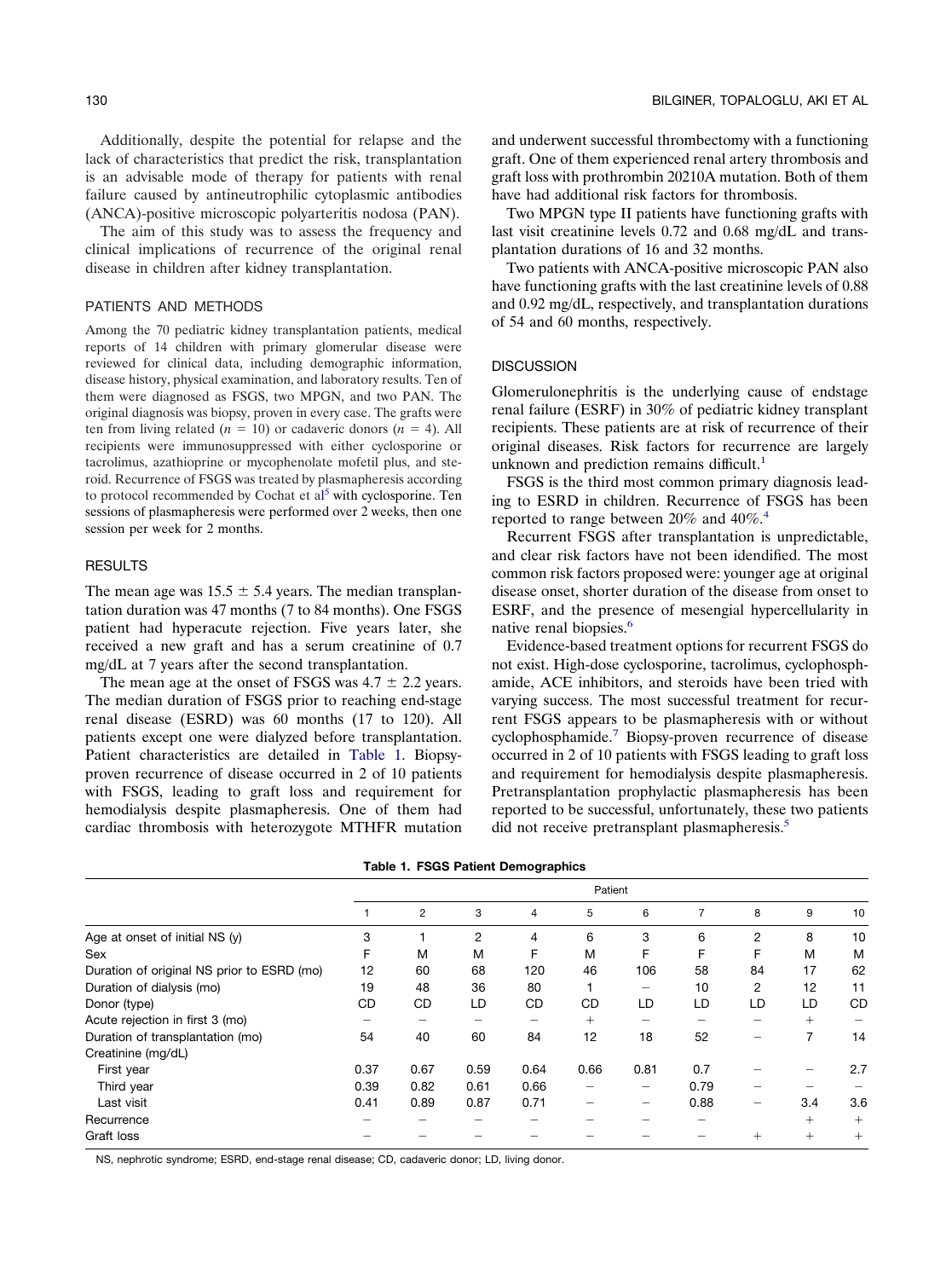Additionally, despite the potential for relapse and the lack of characteristics that predict the risk, transplantation is an advisable mode of therapy for patients with renal failure caused by antineutrophilic cytoplasmic antibodies (ANCA)-positive microscopic polyarteritis nodosa (PAN).

The aim of this study was to assess the frequency and clinical implications of recurrence of the original renal disease in children after kidney transplantation.

## PATIENTS AND METHODS

Among the 70 pediatric kidney transplantation patients, medical reports of 14 children with primary glomerular disease were reviewed for clinical data, including demographic information, disease history, physical examination, and laboratory results. Ten of them were diagnosed as FSGS, two MPGN, and two PAN. The original diagnosis was biopsy, proven in every case. The grafts were ten from living related ($n = 10$) or cadaveric donors ($n = 4$). All recipients were immunosuppressed with either cyclosporine or tacrolimus, azathioprine or mycophenolate mofetil plus, and steroid. Recurrence of FSGS was treated by plasmapheresis according to protocol recommended by Cochat et al[5] with cyclosporine. Ten sessions of plasmapheresis were performed over 2 weeks, then one session per week for 2 months.

## RESULTS

The mean age was $15.5 \pm 5.4$ years. The median transplantation duration was 47 months (7 to 84 months). One FSGS patient had hyperacute rejection. Five years later, she received a new graft and has a serum creatinine of 0.7 mg/dL at 7 years after the second transplantation.

The mean age at the onset of FSGS was $4.7 \pm 2.2$ years. The median duration of FSGS prior to reaching end-stage renal disease (ESRD) was 60 months (17 to 120). All patients except one were dialyzed before transplantation. Patient characteristics are detailed in Table 1. Biopsy-proven recurrence of disease occurred in 2 of 10 patients with FSGS, leading to graft loss and requirement for hemodialysis despite plasmapheresis. One of them had cardiac thrombosis with heterozygote MTHFR mutation and underwent successful thrombectomy with a functioning graft. One of them experienced renal artery thrombosis and graft loss with prothrombin 20210A mutation. Both of them have had additional risk factors for thrombosis.

Two MPGN type II patients have functioning grafts with last visit creatinine levels 0.72 and 0.68 mg/dL and transplantation durations of 16 and 32 months.

Two patients with ANCA-positive microscopic PAN also have functioning grafts with the last creatinine levels of 0.88 and 0.92 mg/dL, respectively, and transplantation durations of 54 and 60 months, respectively.

## DISCUSSION

Glomerulonephritis is the underlying cause of endstage renal failure (ESRF) in 30% of pediatric kidney transplant recipients. These patients are at risk of recurrence of their original diseases. Risk factors for recurrence are largely unknown and prediction remains difficult.[1]

FSGS is the third most common primary diagnosis leading to ESRD in children. Recurrence of FSGS has been reported to range between 20% and 40%.[4]

Recurrent FSGS after transplantation is unpredictable, and clear risk factors have not been idendified. The most common risk factors proposed were: younger age at original disease onset, shorter duration of the disease from onset to ESRF, and the presence of mesengial hypercellularity in native renal biopsies.[6]

Evidence-based treatment options for recurrent FSGS do not exist. High-dose cyclosporine, tacrolimus, cyclophosphamide, ACE inhibitors, and steroids have been tried with varying success. The most successful treatment for recurrent FSGS appears to be plasmapheresis with or without cyclophosphamide.[7] Biopsy-proven recurrence of disease occurred in 2 of 10 patients with FSGS leading to graft loss and requirement for hemodialysis despite plasmapheresis. Pretransplantation prophylactic plasmapheresis has been reported to be successful, unfortunately, these two patients did not receive pretransplant plasmapheresis.[5]

**Table 1. FSGS Patient Demographics**

| | Patient | | | | | | | | | |
|---|---|---|---|---|---|---|---|---|---|---|
| | 1 | 2 | 3 | 4 | 5 | 6 | 7 | 8 | 9 | 10 |
| Age at onset of initial NS (y) | 3 | 1 | 2 | 4 | 6 | 3 | 6 | 2 | 8 | 10 |
| Sex | F | M | M | F | M | F | F | F | M | M |
| Duration of original NS prior to ESRD (mo) | 12 | 60 | 68 | 120 | 46 | 106 | 58 | 84 | 17 | 62 |
| Duration of dialysis (mo) | 19 | 48 | 36 | 80 | 1 | – | 10 | 2 | 12 | 11 |
| Donor (type) | CD | CD | LD | CD | CD | LD | LD | LD | LD | CD |
| Acute rejection in first 3 (mo) | – | – | – | – | + | – | – | – | + | – |
| Duration of transplantation (mo) | 54 | 40 | 60 | 84 | 12 | 18 | 52 | – | 7 | 14 |
| Creatinine (mg/dL) | | | | | | | | | | |
| First year | 0.37 | 0.67 | 0.59 | 0.64 | 0.66 | 0.81 | 0.7 | – | – | 2.7 |
| Third year | 0.39 | 0.82 | 0.61 | 0.66 | – | – | 0.79 | – | – | – |
| Last visit | 0.41 | 0.89 | 0.87 | 0.71 | – | – | 0.88 | – | 3.4 | 3.6 |
| Recurrence | – | – | – | – | – | – | – | | + | + |
| Graft loss | – | – | – | – | – | – | – | + | + | + |

NS, nephrotic syndrome; ESRD, end-stage renal disease; CD, cadaveric donor; LD, living donor.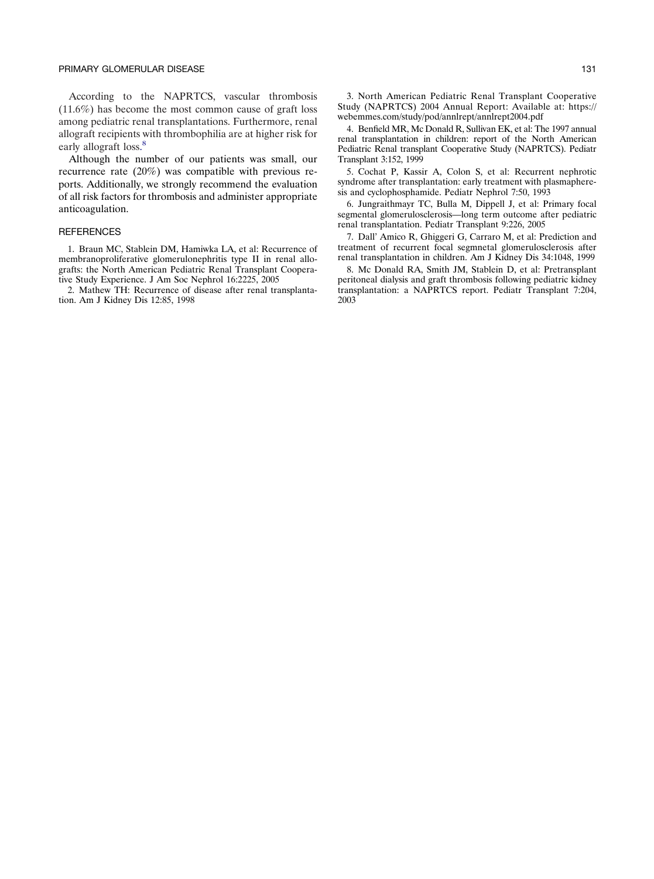According to the NAPRTCS, vascular thrombosis (11.6%) has become the most common cause of graft loss among pediatric renal transplantations. Furthermore, renal allograft recipients with thrombophilia are at higher risk for early allograft loss.[8]

Although the number of our patients was small, our recurrence rate (20%) was compatible with previous reports. Additionally, we strongly recommend the evaluation of all risk factors for thrombosis and administer appropriate anticoagulation.

## REFERENCES

1. Braun MC, Stablein DM, Hamiwka LA, et al: Recurrence of membranoproliferative glomerulonephritis type II in renal allografts: the North American Pediatric Renal Transplant Cooperative Study Experience. J Am Soc Nephrol 16:2225, 2005

2. Mathew TH: Recurrence of disease after renal transplantation. Am J Kidney Dis 12:85, 1998

3. North American Pediatric Renal Transplant Cooperative Study (NAPRTCS) 2004 Annual Report: Available at: https://webemmes.com/study/pod/annlrept/annlrept2004.pdf

4. Benfield MR, Mc Donald R, Sullivan EK, et al: The 1997 annual renal transplantation in children: report of the North American Pediatric Renal transplant Cooperative Study (NAPRTCS). Pediatr Transplant 3:152, 1999

5. Cochat P, Kassir A, Colon S, et al: Recurrent nephrotic syndrome after transplantation: early treatment with plasmapheresis and cyclophosphamide. Pediatr Nephrol 7:50, 1993

6. Jungraithmayr TC, Bulla M, Dippell J, et al: Primary focal segmental glomerulosclerosis—long term outcome after pediatric renal transplantation. Pediatr Transplant 9:226, 2005

7. Dall' Amico R, Ghiggeri G, Carraro M, et al: Prediction and treatment of recurrent focal segmnetal glomerulosclerosis after renal transplantation in children. Am J Kidney Dis 34:1048, 1999

8. Mc Donald RA, Smith JM, Stablein D, et al: Pretransplant peritoneal dialysis and graft thrombosis following pediatric kidney transplantation: a NAPRTCS report. Pediatr Transplant 7:204, 2003